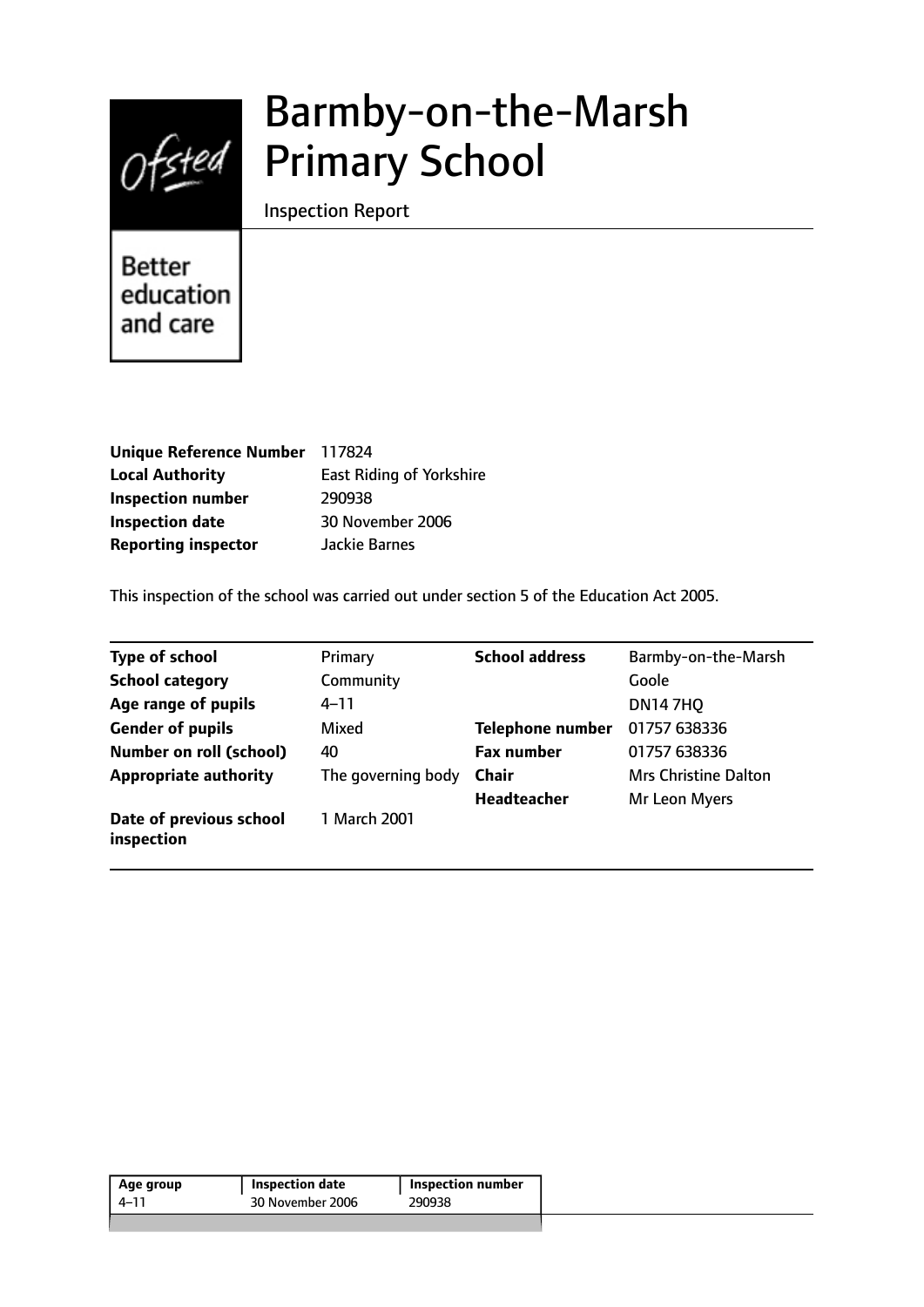# Barmby-on-the-Marsh Primary School

Inspection Report

Better education and care

| | |
|---|---|
| **Unique Reference Number** | 117824 |
| **Local Authority** | East Riding of Yorkshire |
| **Inspection number** | 290938 |
| **Inspection date** | 30 November 2006 |
| **Reporting inspector** | Jackie Barnes |

This inspection of the school was carried out under section 5 of the Education Act 2005.

| | | | |
|---|---|---|---|
| **Type of school** | Primary | **School address** | Barmby-on-the-Marsh |
| **School category** | Community | | Goole |
| **Age range of pupils** | 4–11 | | DN14 7HQ |
| **Gender of pupils** | Mixed | **Telephone number** | 01757 638336 |
| **Number on roll (school)** | 40 | **Fax number** | 01757 638336 |
| **Appropriate authority** | The governing body | **Chair** | Mrs Christine Dalton |
| | | **Headteacher** | Mr Leon Myers |
| **Date of previous school inspection** | 1 March 2001 | | |

| Age group | Inspection date | Inspection number |
|---|---|---|
| 4–11 | 30 November 2006 | 290938 |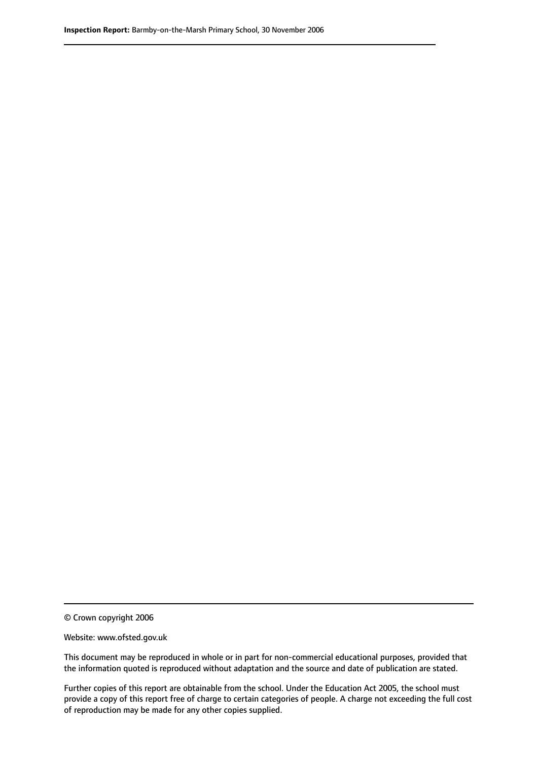© Crown copyright 2006

Website: www.ofsted.gov.uk

This document may be reproduced in whole or in part for non-commercial educational purposes, provided that the information quoted is reproduced without adaptation and the source and date of publication are stated.

Further copies of this report are obtainable from the school. Under the Education Act 2005, the school must provide a copy of this report free of charge to certain categories of people. A charge not exceeding the full cost of reproduction may be made for any other copies supplied.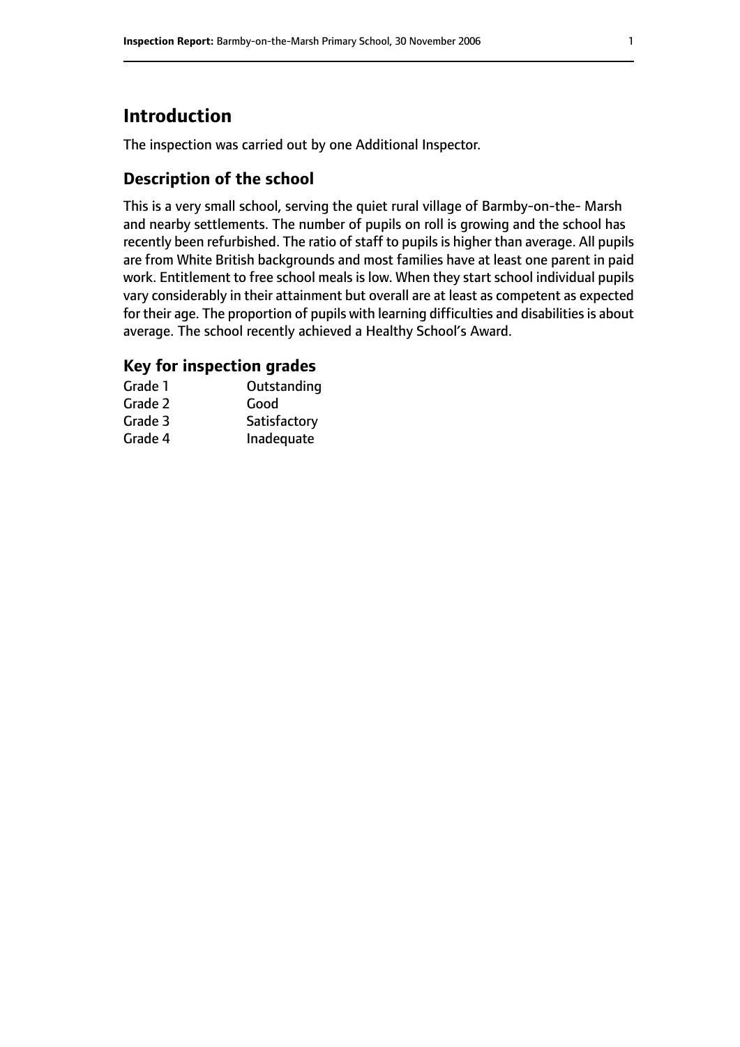# Introduction

The inspection was carried out by one Additional Inspector.

## Description of the school

This is a very small school, serving the quiet rural village of Barmby-on-the- Marsh and nearby settlements. The number of pupils on roll is growing and the school has recently been refurbished. The ratio of staff to pupils is higher than average. All pupils are from White British backgrounds and most families have at least one parent in paid work. Entitlement to free school meals is low. When they start school individual pupils vary considerably in their attainment but overall are at least as competent as expected for their age. The proportion of pupils with learning difficulties and disabilities is about average. The school recently achieved a Healthy School's Award.

## Key for inspection grades

| | |
|---|---|
| Grade 1 | Outstanding |
| Grade 2 | Good |
| Grade 3 | Satisfactory |
| Grade 4 | Inadequate |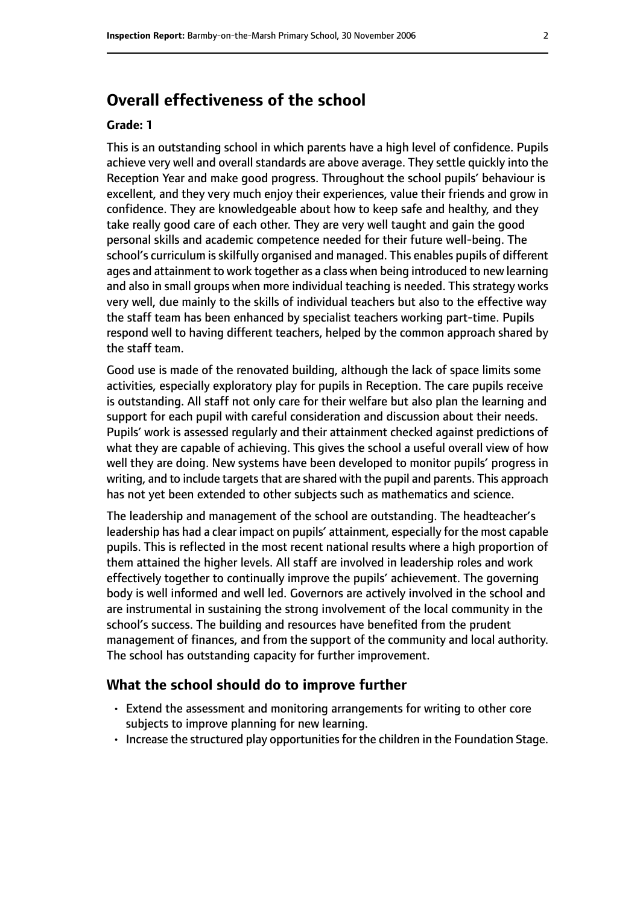## Overall effectiveness of the school

**Grade: 1**

This is an outstanding school in which parents have a high level of confidence. Pupils achieve very well and overall standards are above average. They settle quickly into the Reception Year and make good progress. Throughout the school pupils' behaviour is excellent, and they very much enjoy their experiences, value their friends and grow in confidence. They are knowledgeable about how to keep safe and healthy, and they take really good care of each other. They are very well taught and gain the good personal skills and academic competence needed for their future well-being. The school's curriculum is skilfully organised and managed. This enables pupils of different ages and attainment to work together as a class when being introduced to new learning and also in small groups when more individual teaching is needed. This strategy works very well, due mainly to the skills of individual teachers but also to the effective way the staff team has been enhanced by specialist teachers working part-time. Pupils respond well to having different teachers, helped by the common approach shared by the staff team.

Good use is made of the renovated building, although the lack of space limits some activities, especially exploratory play for pupils in Reception. The care pupils receive is outstanding. All staff not only care for their welfare but also plan the learning and support for each pupil with careful consideration and discussion about their needs. Pupils' work is assessed regularly and their attainment checked against predictions of what they are capable of achieving. This gives the school a useful overall view of how well they are doing. New systems have been developed to monitor pupils' progress in writing, and to include targets that are shared with the pupil and parents. This approach has not yet been extended to other subjects such as mathematics and science.

The leadership and management of the school are outstanding. The headteacher's leadership has had a clear impact on pupils' attainment, especially for the most capable pupils. This is reflected in the most recent national results where a high proportion of them attained the higher levels. All staff are involved in leadership roles and work effectively together to continually improve the pupils' achievement. The governing body is well informed and well led. Governors are actively involved in the school and are instrumental in sustaining the strong involvement of the local community in the school's success. The building and resources have benefited from the prudent management of finances, and from the support of the community and local authority. The school has outstanding capacity for further improvement.

### What the school should do to improve further

- Extend the assessment and monitoring arrangements for writing to other core subjects to improve planning for new learning.
- Increase the structured play opportunities for the children in the Foundation Stage.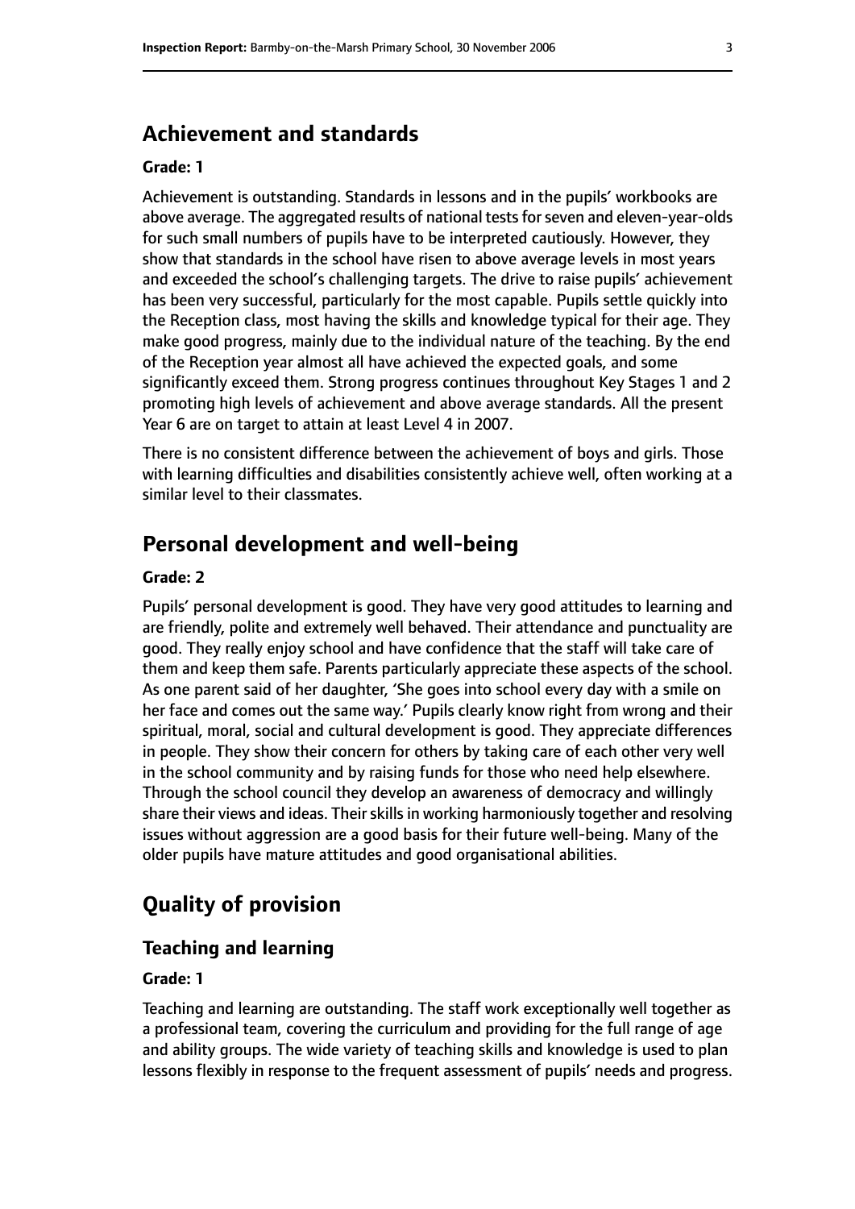## Achievement and standards

**Grade: 1**

Achievement is outstanding. Standards in lessons and in the pupils' workbooks are above average. The aggregated results of national tests for seven and eleven-year-olds for such small numbers of pupils have to be interpreted cautiously. However, they show that standards in the school have risen to above average levels in most years and exceeded the school's challenging targets. The drive to raise pupils' achievement has been very successful, particularly for the most capable. Pupils settle quickly into the Reception class, most having the skills and knowledge typical for their age. They make good progress, mainly due to the individual nature of the teaching. By the end of the Reception year almost all have achieved the expected goals, and some significantly exceed them. Strong progress continues throughout Key Stages 1 and 2 promoting high levels of achievement and above average standards. All the present Year 6 are on target to attain at least Level 4 in 2007.

There is no consistent difference between the achievement of boys and girls. Those with learning difficulties and disabilities consistently achieve well, often working at a similar level to their classmates.

## Personal development and well-being

**Grade: 2**

Pupils' personal development is good. They have very good attitudes to learning and are friendly, polite and extremely well behaved. Their attendance and punctuality are good. They really enjoy school and have confidence that the staff will take care of them and keep them safe. Parents particularly appreciate these aspects of the school. As one parent said of her daughter, 'She goes into school every day with a smile on her face and comes out the same way.' Pupils clearly know right from wrong and their spiritual, moral, social and cultural development is good. They appreciate differences in people. They show their concern for others by taking care of each other very well in the school community and by raising funds for those who need help elsewhere. Through the school council they develop an awareness of democracy and willingly share their views and ideas. Their skills in working harmoniously together and resolving issues without aggression are a good basis for their future well-being. Many of the older pupils have mature attitudes and good organisational abilities.

# Quality of provision

### Teaching and learning

**Grade: 1**

Teaching and learning are outstanding. The staff work exceptionally well together as a professional team, covering the curriculum and providing for the full range of age and ability groups. The wide variety of teaching skills and knowledge is used to plan lessons flexibly in response to the frequent assessment of pupils' needs and progress.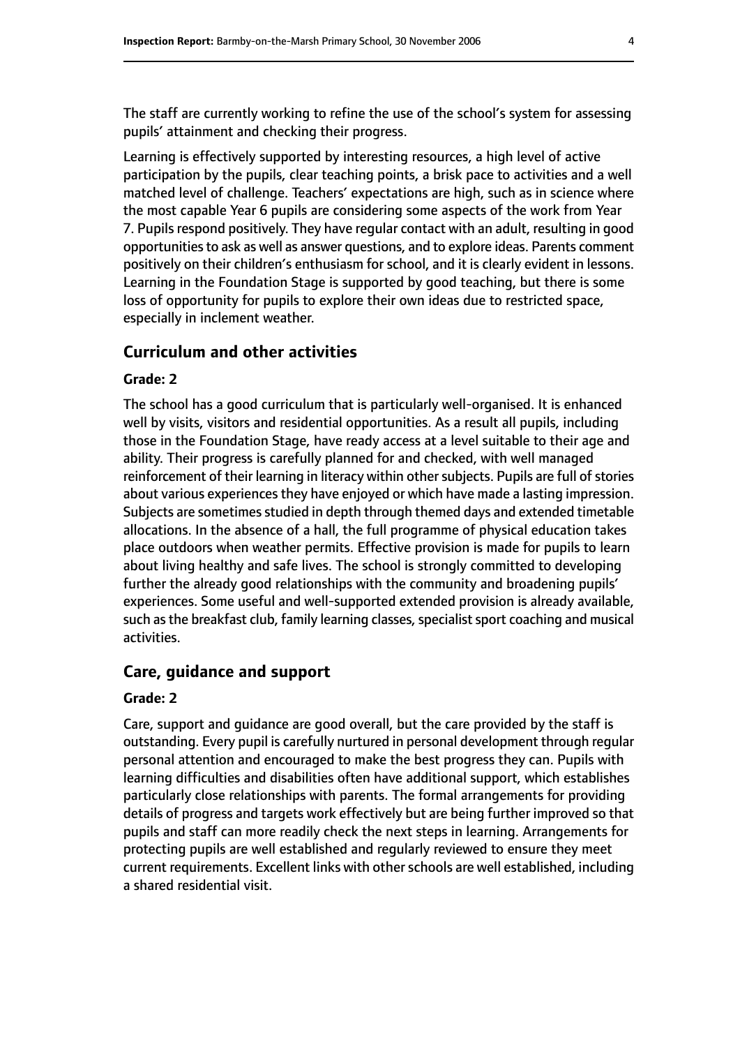The staff are currently working to refine the use of the school's system for assessing pupils' attainment and checking their progress.

Learning is effectively supported by interesting resources, a high level of active participation by the pupils, clear teaching points, a brisk pace to activities and a well matched level of challenge. Teachers' expectations are high, such as in science where the most capable Year 6 pupils are considering some aspects of the work from Year 7. Pupils respond positively. They have regular contact with an adult, resulting in good opportunities to ask as well as answer questions, and to explore ideas. Parents comment positively on their children's enthusiasm for school, and it is clearly evident in lessons. Learning in the Foundation Stage is supported by good teaching, but there is some loss of opportunity for pupils to explore their own ideas due to restricted space, especially in inclement weather.

## Curriculum and other activities

**Grade: 2**

The school has a good curriculum that is particularly well-organised. It is enhanced well by visits, visitors and residential opportunities. As a result all pupils, including those in the Foundation Stage, have ready access at a level suitable to their age and ability. Their progress is carefully planned for and checked, with well managed reinforcement of their learning in literacy within other subjects. Pupils are full of stories about various experiences they have enjoyed or which have made a lasting impression. Subjects are sometimes studied in depth through themed days and extended timetable allocations. In the absence of a hall, the full programme of physical education takes place outdoors when weather permits. Effective provision is made for pupils to learn about living healthy and safe lives. The school is strongly committed to developing further the already good relationships with the community and broadening pupils' experiences. Some useful and well-supported extended provision is already available, such as the breakfast club, family learning classes, specialist sport coaching and musical activities.

## Care, guidance and support

**Grade: 2**

Care, support and guidance are good overall, but the care provided by the staff is outstanding. Every pupil is carefully nurtured in personal development through regular personal attention and encouraged to make the best progress they can. Pupils with learning difficulties and disabilities often have additional support, which establishes particularly close relationships with parents. The formal arrangements for providing details of progress and targets work effectively but are being further improved so that pupils and staff can more readily check the next steps in learning. Arrangements for protecting pupils are well established and regularly reviewed to ensure they meet current requirements. Excellent links with other schools are well established, including a shared residential visit.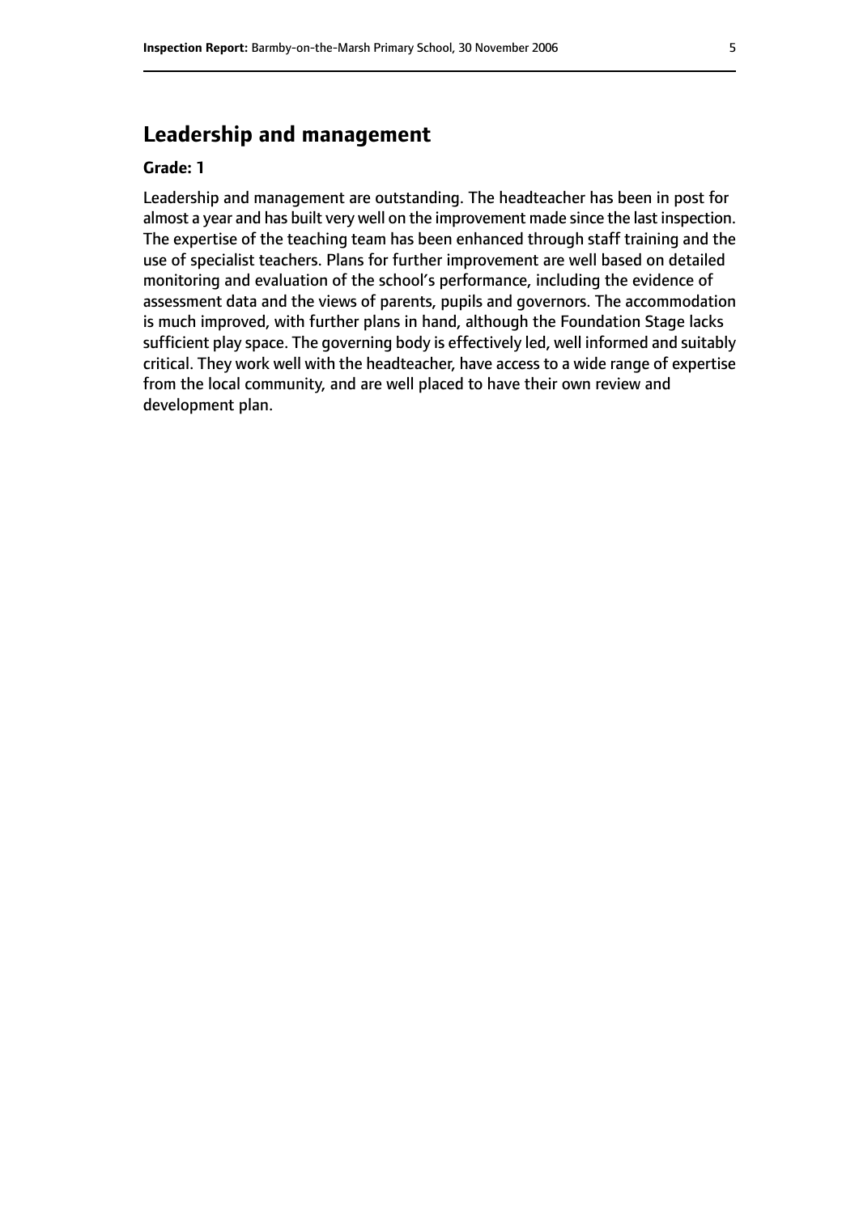## Leadership and management

**Grade: 1**

Leadership and management are outstanding. The headteacher has been in post for almost a year and has built very well on the improvement made since the last inspection. The expertise of the teaching team has been enhanced through staff training and the use of specialist teachers. Plans for further improvement are well based on detailed monitoring and evaluation of the school's performance, including the evidence of assessment data and the views of parents, pupils and governors. The accommodation is much improved, with further plans in hand, although the Foundation Stage lacks sufficient play space. The governing body is effectively led, well informed and suitably critical. They work well with the headteacher, have access to a wide range of expertise from the local community, and are well placed to have their own review and development plan.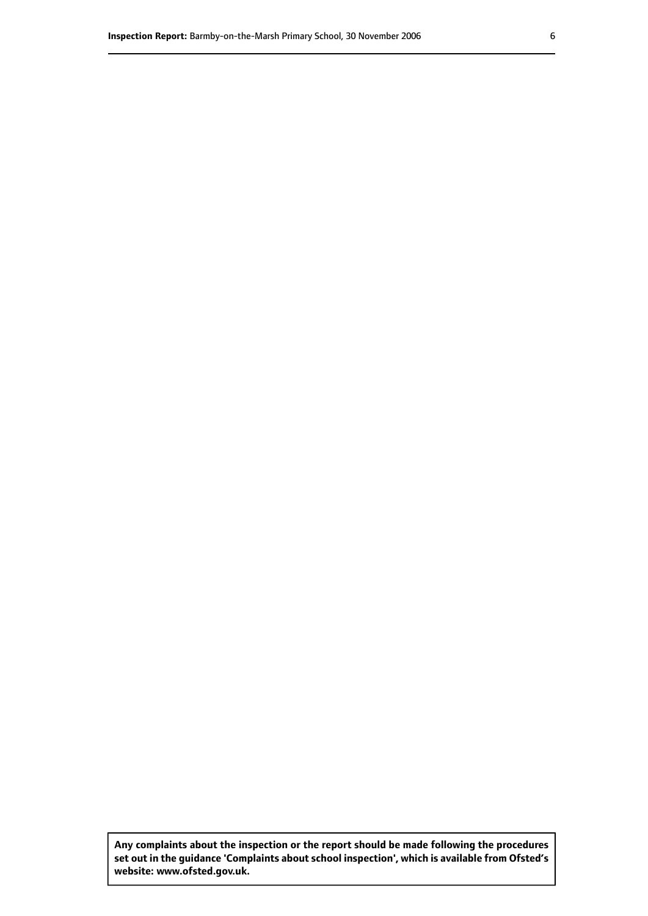**Any complaints about the inspection or the report should be made following the procedures set out in the guidance 'Complaints about school inspection', which is available from Ofsted's website: www.ofsted.gov.uk.**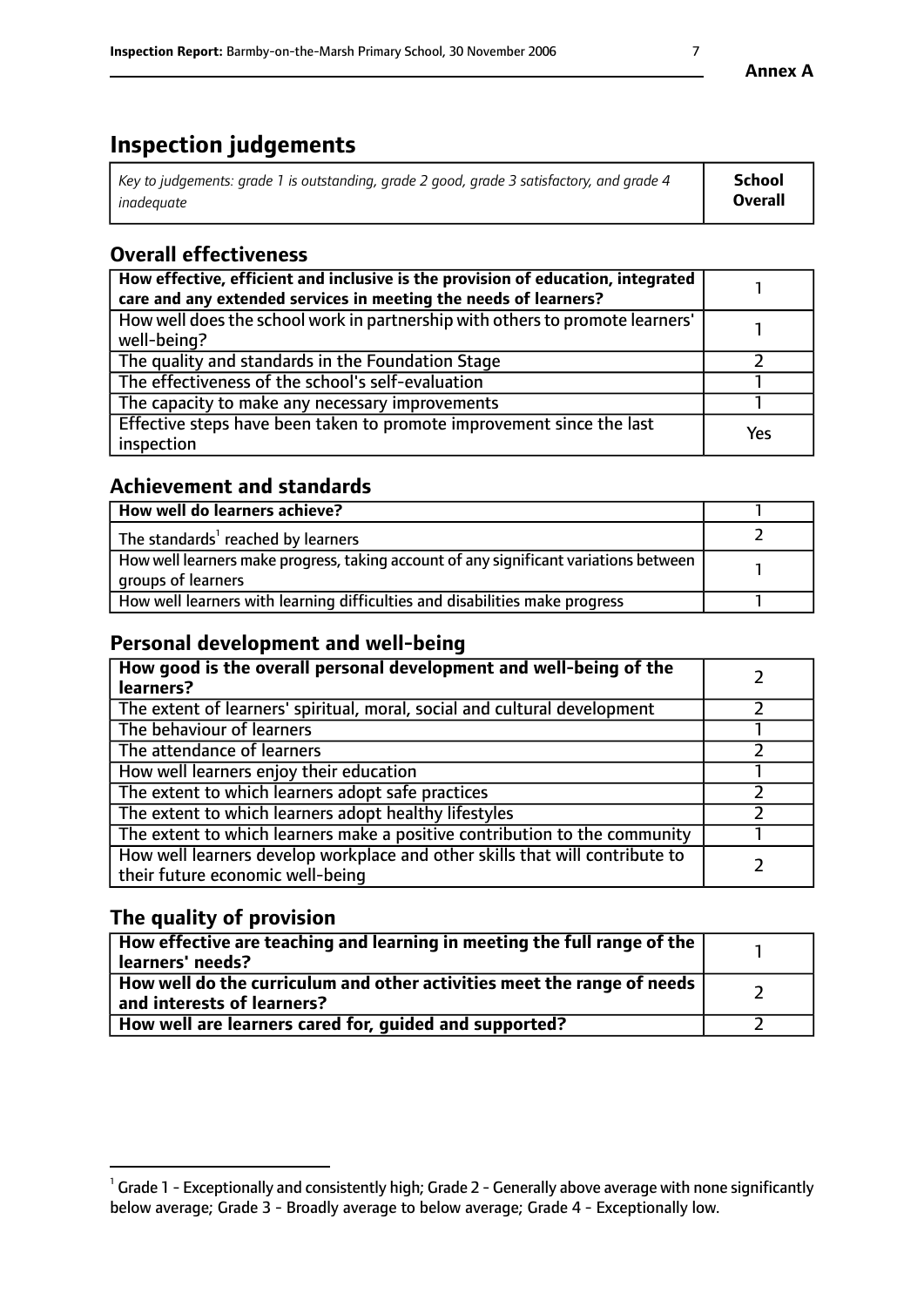**Annex A**

# Inspection judgements

| *Key to judgements: grade 1 is outstanding, grade 2 good, grade 3 satisfactory, and grade 4 inadequate* | **School Overall** |
|---|---|

## Overall effectiveness

| | |
|---|---|
| **How effective, efficient and inclusive is the provision of education, integrated care and any extended services in meeting the needs of learners?** | 1 |
| How well does the school work in partnership with others to promote learners' well-being? | 1 |
| The quality and standards in the Foundation Stage | 2 |
| The effectiveness of the school's self-evaluation | 1 |
| The capacity to make any necessary improvements | 1 |
| Effective steps have been taken to promote improvement since the last inspection | Yes |

## Achievement and standards

| | |
|---|---|
| **How well do learners achieve?** | 1 |
| The standards[1] reached by learners | 2 |
| How well learners make progress, taking account of any significant variations between groups of learners | 1 |
| How well learners with learning difficulties and disabilities make progress | 1 |

## Personal development and well-being

| | |
|---|---|
| **How good is the overall personal development and well-being of the learners?** | 2 |
| The extent of learners' spiritual, moral, social and cultural development | 2 |
| The behaviour of learners | 1 |
| The attendance of learners | 2 |
| How well learners enjoy their education | 1 |
| The extent to which learners adopt safe practices | 2 |
| The extent to which learners adopt healthy lifestyles | 2 |
| The extent to which learners make a positive contribution to the community | 1 |
| How well learners develop workplace and other skills that will contribute to their future economic well-being | 2 |

## The quality of provision

| | |
|---|---|
| **How effective are teaching and learning in meeting the full range of the learners' needs?** | 1 |
| **How well do the curriculum and other activities meet the range of needs and interests of learners?** | 2 |
| **How well are learners cared for, guided and supported?** | 2 |

[1] Grade 1 - Exceptionally and consistently high; Grade 2 - Generally above average with none significantly below average; Grade 3 - Broadly average to below average; Grade 4 - Exceptionally low.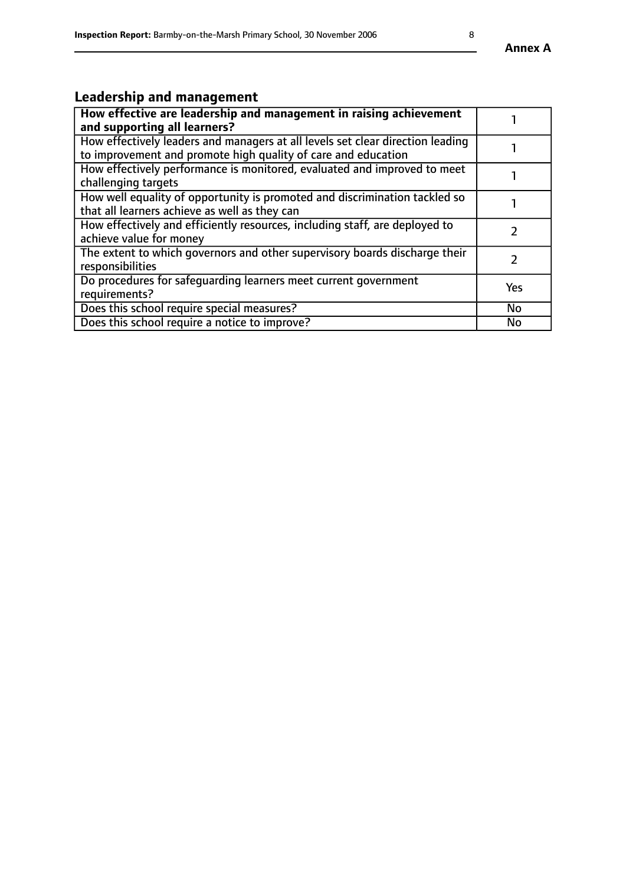## Leadership and management

| **How effective are leadership and management in raising achievement and supporting all learners?** | 1 |
|---|---|
| How effectively leaders and managers at all levels set clear direction leading to improvement and promote high quality of care and education | 1 |
| How effectively performance is monitored, evaluated and improved to meet challenging targets | 1 |
| How well equality of opportunity is promoted and discrimination tackled so that all learners achieve as well as they can | 1 |
| How effectively and efficiently resources, including staff, are deployed to achieve value for money | 2 |
| The extent to which governors and other supervisory boards discharge their responsibilities | 2 |
| Do procedures for safeguarding learners meet current government requirements? | Yes |
| Does this school require special measures? | No |
| Does this school require a notice to improve? | No |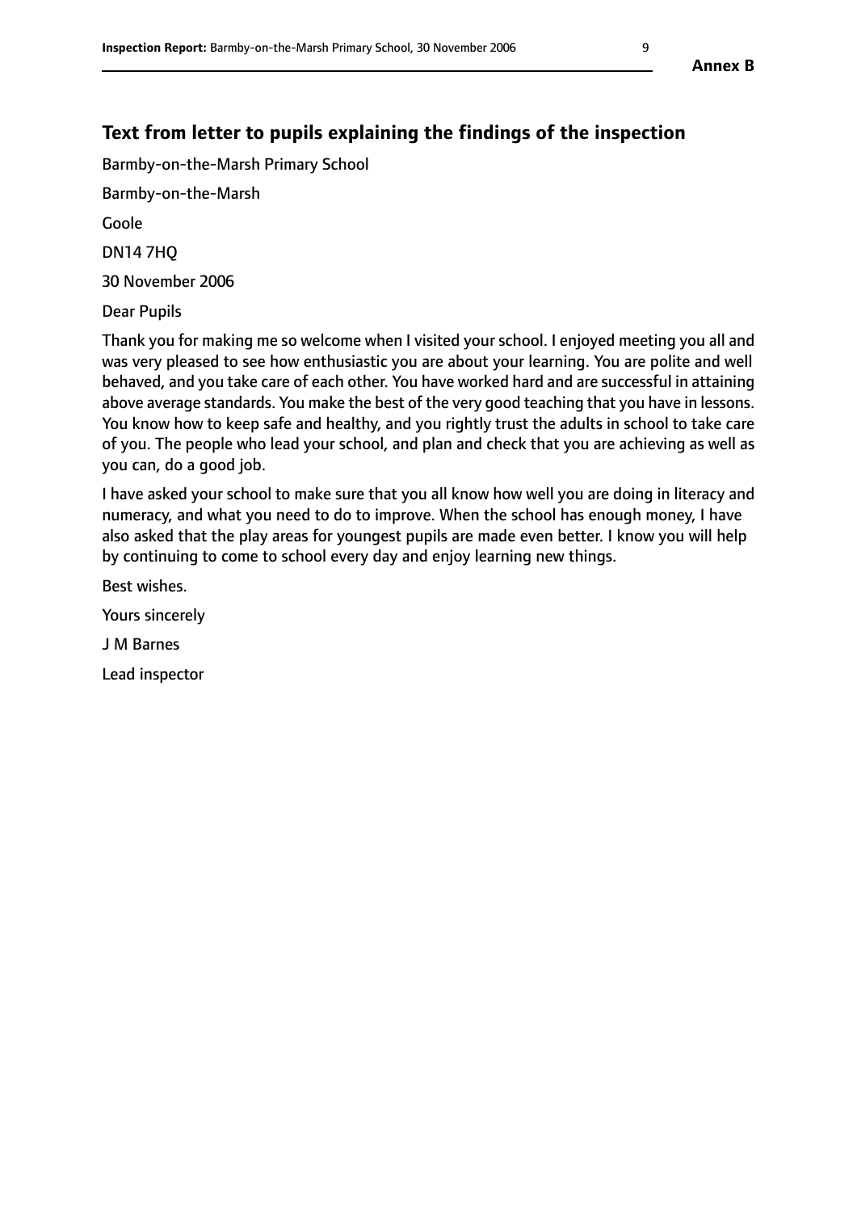## Text from letter to pupils explaining the findings of the inspection

Barmby-on-the-Marsh Primary School

Barmby-on-the-Marsh

Goole

DN14 7HQ

30 November 2006

Dear Pupils

Thank you for making me so welcome when I visited your school. I enjoyed meeting you all and was very pleased to see how enthusiastic you are about your learning. You are polite and well behaved, and you take care of each other. You have worked hard and are successful in attaining above average standards. You make the best of the very good teaching that you have in lessons. You know how to keep safe and healthy, and you rightly trust the adults in school to take care of you. The people who lead your school, and plan and check that you are achieving as well as you can, do a good job.

I have asked your school to make sure that you all know how well you are doing in literacy and numeracy, and what you need to do to improve. When the school has enough money, I have also asked that the play areas for youngest pupils are made even better. I know you will help by continuing to come to school every day and enjoy learning new things.

Best wishes.

Yours sincerely

J M Barnes

Lead inspector